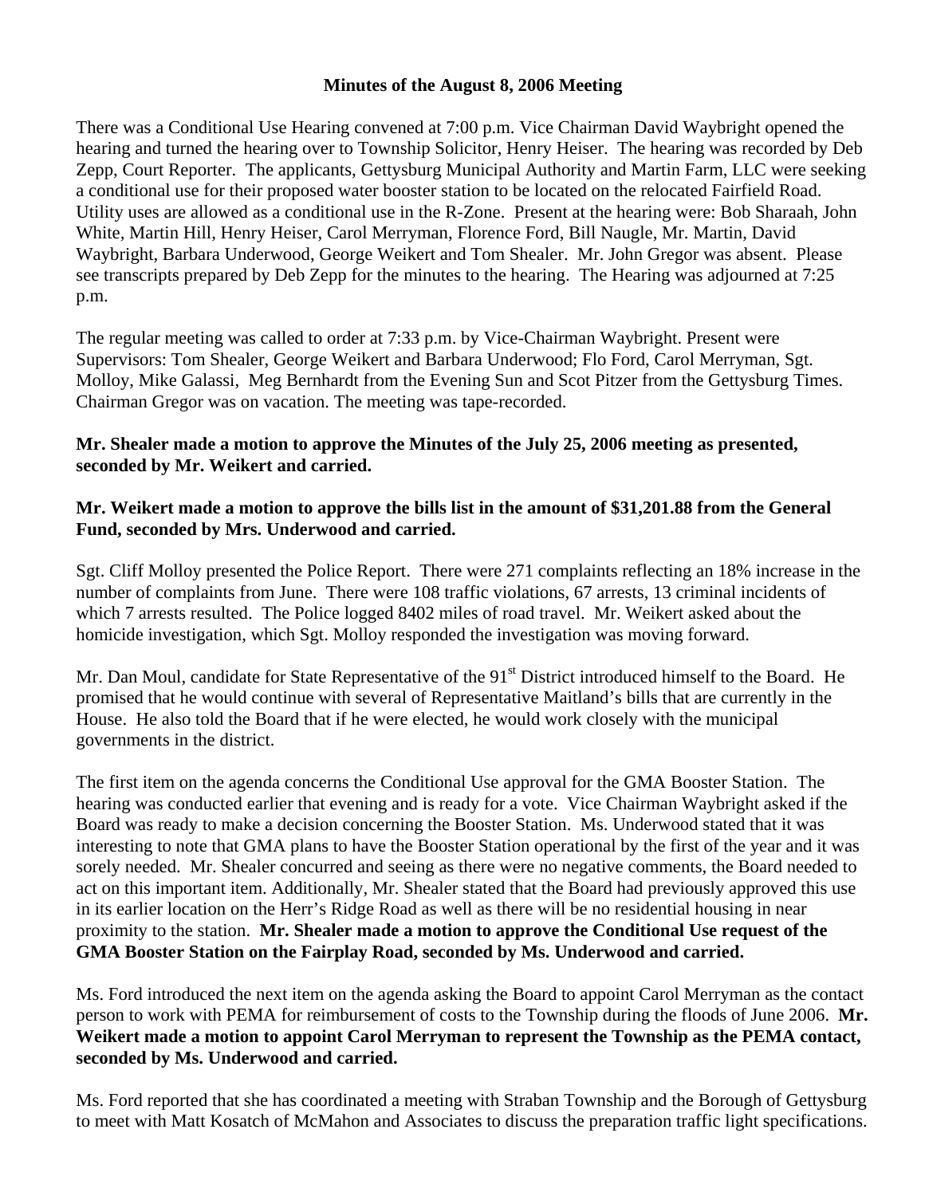**Minutes of the August 8, 2006 Meeting**

There was a Conditional Use Hearing convened at 7:00 p.m. Vice Chairman David Waybright opened the hearing and turned the hearing over to Township Solicitor, Henry Heiser. The hearing was recorded by Deb Zepp, Court Reporter. The applicants, Gettysburg Municipal Authority and Martin Farm, LLC were seeking a conditional use for their proposed water booster station to be located on the relocated Fairfield Road. Utility uses are allowed as a conditional use in the R-Zone. Present at the hearing were: Bob Sharaah, John White, Martin Hill, Henry Heiser, Carol Merryman, Florence Ford, Bill Naugle, Mr. Martin, David Waybright, Barbara Underwood, George Weikert and Tom Shealer. Mr. John Gregor was absent. Please see transcripts prepared by Deb Zepp for the minutes to the hearing. The Hearing was adjourned at 7:25 p.m.

The regular meeting was called to order at 7:33 p.m. by Vice-Chairman Waybright. Present were Supervisors: Tom Shealer, George Weikert and Barbara Underwood; Flo Ford, Carol Merryman, Sgt. Molloy, Mike Galassi, Meg Bernhardt from the Evening Sun and Scot Pitzer from the Gettysburg Times. Chairman Gregor was on vacation. The meeting was tape-recorded.

**Mr. Shealer made a motion to approve the Minutes of the July 25, 2006 meeting as presented, seconded by Mr. Weikert and carried.**

**Mr. Weikert made a motion to approve the bills list in the amount of $31,201.88 from the General Fund, seconded by Mrs. Underwood and carried.**

Sgt. Cliff Molloy presented the Police Report. There were 271 complaints reflecting an 18% increase in the number of complaints from June. There were 108 traffic violations, 67 arrests, 13 criminal incidents of which 7 arrests resulted. The Police logged 8402 miles of road travel. Mr. Weikert asked about the homicide investigation, which Sgt. Molloy responded the investigation was moving forward.

Mr. Dan Moul, candidate for State Representative of the 91st District introduced himself to the Board. He promised that he would continue with several of Representative Maitland's bills that are currently in the House. He also told the Board that if he were elected, he would work closely with the municipal governments in the district.

The first item on the agenda concerns the Conditional Use approval for the GMA Booster Station. The hearing was conducted earlier that evening and is ready for a vote. Vice Chairman Waybright asked if the Board was ready to make a decision concerning the Booster Station. Ms. Underwood stated that it was interesting to note that GMA plans to have the Booster Station operational by the first of the year and it was sorely needed. Mr. Shealer concurred and seeing as there were no negative comments, the Board needed to act on this important item. Additionally, Mr. Shealer stated that the Board had previously approved this use in its earlier location on the Herr's Ridge Road as well as there will be no residential housing in near proximity to the station. **Mr. Shealer made a motion to approve the Conditional Use request of the GMA Booster Station on the Fairplay Road, seconded by Ms. Underwood and carried.**

Ms. Ford introduced the next item on the agenda asking the Board to appoint Carol Merryman as the contact person to work with PEMA for reimbursement of costs to the Township during the floods of June 2006. **Mr. Weikert made a motion to appoint Carol Merryman to represent the Township as the PEMA contact, seconded by Ms. Underwood and carried.**

Ms. Ford reported that she has coordinated a meeting with Straban Township and the Borough of Gettysburg to meet with Matt Kosatch of McMahon and Associates to discuss the preparation traffic light specifications.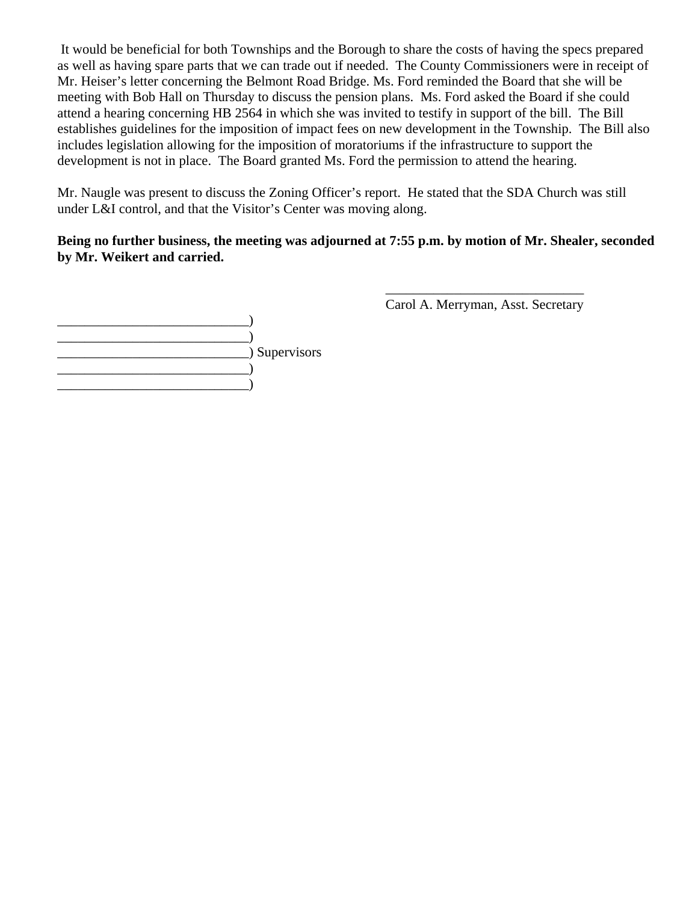It would be beneficial for both Townships and the Borough to share the costs of having the specs prepared as well as having spare parts that we can trade out if needed. The County Commissioners were in receipt of Mr. Heiser's letter concerning the Belmont Road Bridge. Ms. Ford reminded the Board that she will be meeting with Bob Hall on Thursday to discuss the pension plans. Ms. Ford asked the Board if she could attend a hearing concerning HB 2564 in which she was invited to testify in support of the bill. The Bill establishes guidelines for the imposition of impact fees on new development in the Township. The Bill also includes legislation allowing for the imposition of moratoriums if the infrastructure to support the development is not in place. The Board granted Ms. Ford the permission to attend the hearing.

Mr. Naugle was present to discuss the Zoning Officer's report. He stated that the SDA Church was still under L&I control, and that the Visitor's Center was moving along.

**Being no further business, the meeting was adjourned at 7:55 p.m. by motion of Mr. Shealer, seconded by Mr. Weikert and carried.**

_____________________________
Carol A. Merryman, Asst. Secretary

_____________________________)
_____________________________)
_____________________________) Supervisors
_____________________________)
_____________________________)